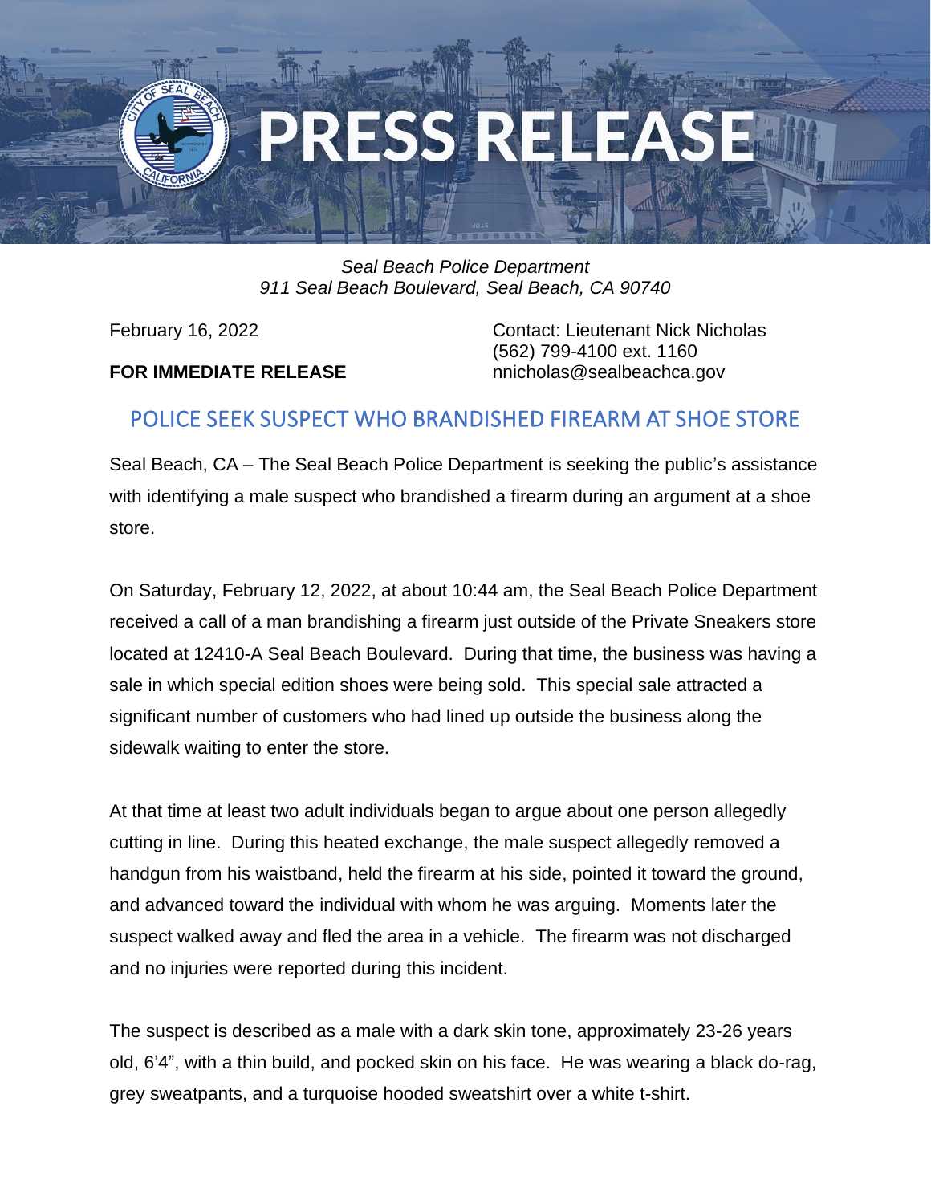# PRESS RELEASE

*Seal Beach Police Department*
*911 Seal Beach Boulevard, Seal Beach, CA 90740*

February 16, 2022

**FOR IMMEDIATE RELEASE**

Contact: Lieutenant Nick Nicholas
(562) 799-4100 ext. 1160
nnicholas@sealbeachca.gov

## POLICE SEEK SUSPECT WHO BRANDISHED FIREARM AT SHOE STORE

Seal Beach, CA – The Seal Beach Police Department is seeking the public's assistance with identifying a male suspect who brandished a firearm during an argument at a shoe store.

On Saturday, February 12, 2022, at about 10:44 am, the Seal Beach Police Department received a call of a man brandishing a firearm just outside of the Private Sneakers store located at 12410-A Seal Beach Boulevard. During that time, the business was having a sale in which special edition shoes were being sold. This special sale attracted a significant number of customers who had lined up outside the business along the sidewalk waiting to enter the store.

At that time at least two adult individuals began to argue about one person allegedly cutting in line. During this heated exchange, the male suspect allegedly removed a handgun from his waistband, held the firearm at his side, pointed it toward the ground, and advanced toward the individual with whom he was arguing. Moments later the suspect walked away and fled the area in a vehicle. The firearm was not discharged and no injuries were reported during this incident.

The suspect is described as a male with a dark skin tone, approximately 23-26 years old, 6'4", with a thin build, and pocked skin on his face. He was wearing a black do-rag, grey sweatpants, and a turquoise hooded sweatshirt over a white t-shirt.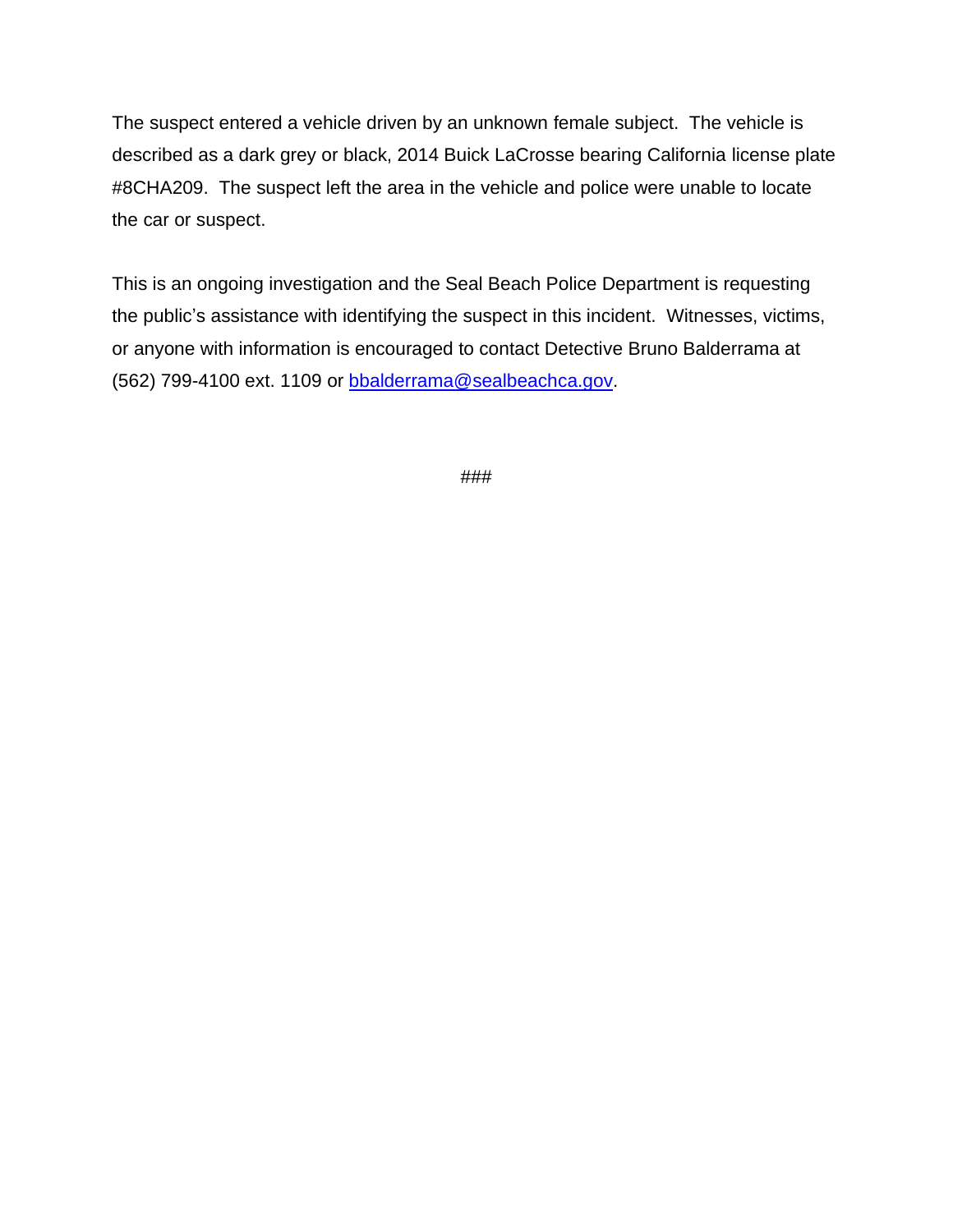The suspect entered a vehicle driven by an unknown female subject. The vehicle is described as a dark grey or black, 2014 Buick LaCrosse bearing California license plate #8CHA209. The suspect left the area in the vehicle and police were unable to locate the car or suspect.

This is an ongoing investigation and the Seal Beach Police Department is requesting the public's assistance with identifying the suspect in this incident. Witnesses, victims, or anyone with information is encouraged to contact Detective Bruno Balderrama at (562) 799-4100 ext. 1109 or bbalderrama@sealbeachca.gov.

###